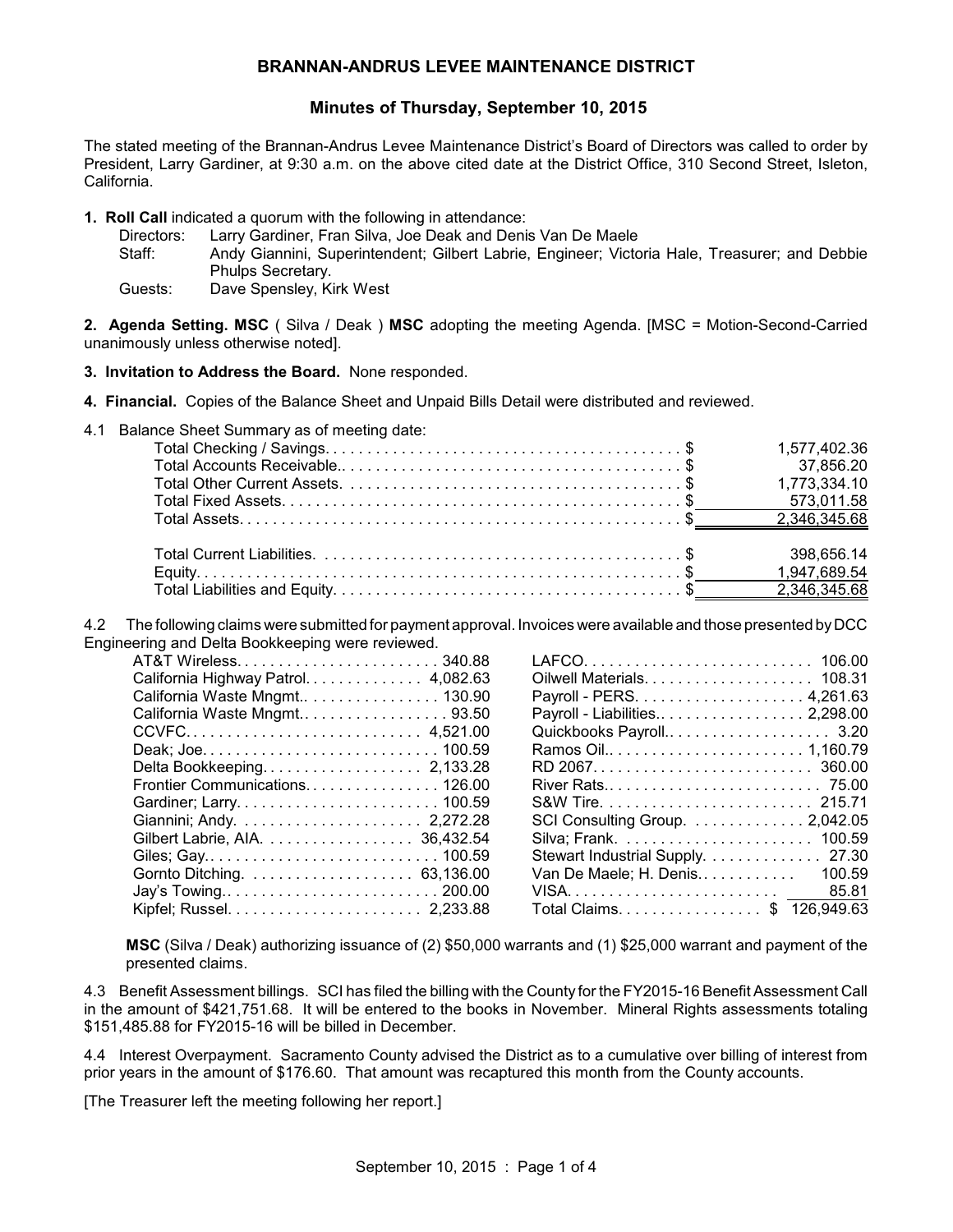# BRANNAN-ANDRUS LEVEE MAINTENANCE DISTRICT

## Minutes of Thursday, September 10, 2015

The stated meeting of the Brannan-Andrus Levee Maintenance District's Board of Directors was called to order by President, Larry Gardiner, at 9:30 a.m. on the above cited date at the District Office, 310 Second Street, Isleton, California.

**1. Roll Call** indicated a quorum with the following in attendance:

- Directors: Larry Gardiner, Fran Silva, Joe Deak and Denis Van De Maele
- Staff: Andy Giannini, Superintendent; Gilbert Labrie, Engineer; Victoria Hale, Treasurer; and Debbie Phulps Secretary.
- Guests: Dave Spensley, Kirk West

**2. Agenda Setting. MSC** ( Silva / Deak ) **MSC** adopting the meeting Agenda. [MSC = Motion-Second-Carried unanimously unless otherwise noted].

**3. Invitation to Address the Board.** None responded.

**4. Financial.** Copies of the Balance Sheet and Unpaid Bills Detail were distributed and reviewed.

4.1 Balance Sheet Summary as of meeting date:

| Item | Amount |
|---|---|
| Total Checking / Savings | $ 1,577,402.36 |
| Total Accounts Receivable | $ 37,856.20 |
| Total Other Current Assets | $ 1,773,334.10 |
| Total Fixed Assets | $ 573,011.58 |
| Total Assets | $ 2,346,345.68 |
| | |
| Total Current Liabilities | $ 398,656.14 |
| Equity | $ 1,947,689.54 |
| Total Liabilities and Equity | $ 2,346,345.68 |

4.2 The following claims were submitted for payment approval. Invoices were available and those presented by DCC Engineering and Delta Bookkeeping were reviewed.

| Payee | Amount |
|---|---|
| AT&T Wireless | 340.88 |
| California Highway Patrol | 4,082.63 |
| California Waste Mngmt. | 130.90 |
| California Waste Mngmt. | 93.50 |
| CCVFC | 4,521.00 |
| Deak; Joe | 100.59 |
| Delta Bookkeeping | 2,133.28 |
| Frontier Communications | 126.00 |
| Gardiner; Larry | 100.59 |
| Giannini; Andy | 2,272.28 |
| Gilbert Labrie, AIA | 36,432.54 |
| Giles; Gay | 100.59 |
| Gornto Ditching | 63,136.00 |
| Jay's Towing | 200.00 |
| Kipfel; Russel | 2,233.88 |
| LAFCO | 106.00 |
| Oilwell Materials | 108.31 |
| Payroll - PERS | 4,261.63 |
| Payroll - Liabilities | 2,298.00 |
| Quickbooks Payroll | 3.20 |
| Ramos Oil | 1,160.79 |
| RD 2067 | 360.00 |
| River Rats | 75.00 |
| S&W Tire | 215.71 |
| SCI Consulting Group | 2,042.05 |
| Silva; Frank | 100.59 |
| Stewart Industrial Supply | 27.30 |
| Van De Maele; H. Denis | 100.59 |
| VISA | 85.81 |
| Total Claims | $ 126,949.63 |

**MSC** (Silva / Deak) authorizing issuance of (2) $50,000 warrants and (1) $25,000 warrant and payment of the presented claims.

4.3 Benefit Assessment billings. SCI has filed the billing with the County for the FY2015-16 Benefit Assessment Call in the amount of $421,751.68. It will be entered to the books in November. Mineral Rights assessments totaling $151,485.88 for FY2015-16 will be billed in December.

4.4 Interest Overpayment. Sacramento County advised the District as to a cumulative over billing of interest from prior years in the amount of $176.60. That amount was recaptured this month from the County accounts.

[The Treasurer left the meeting following her report.]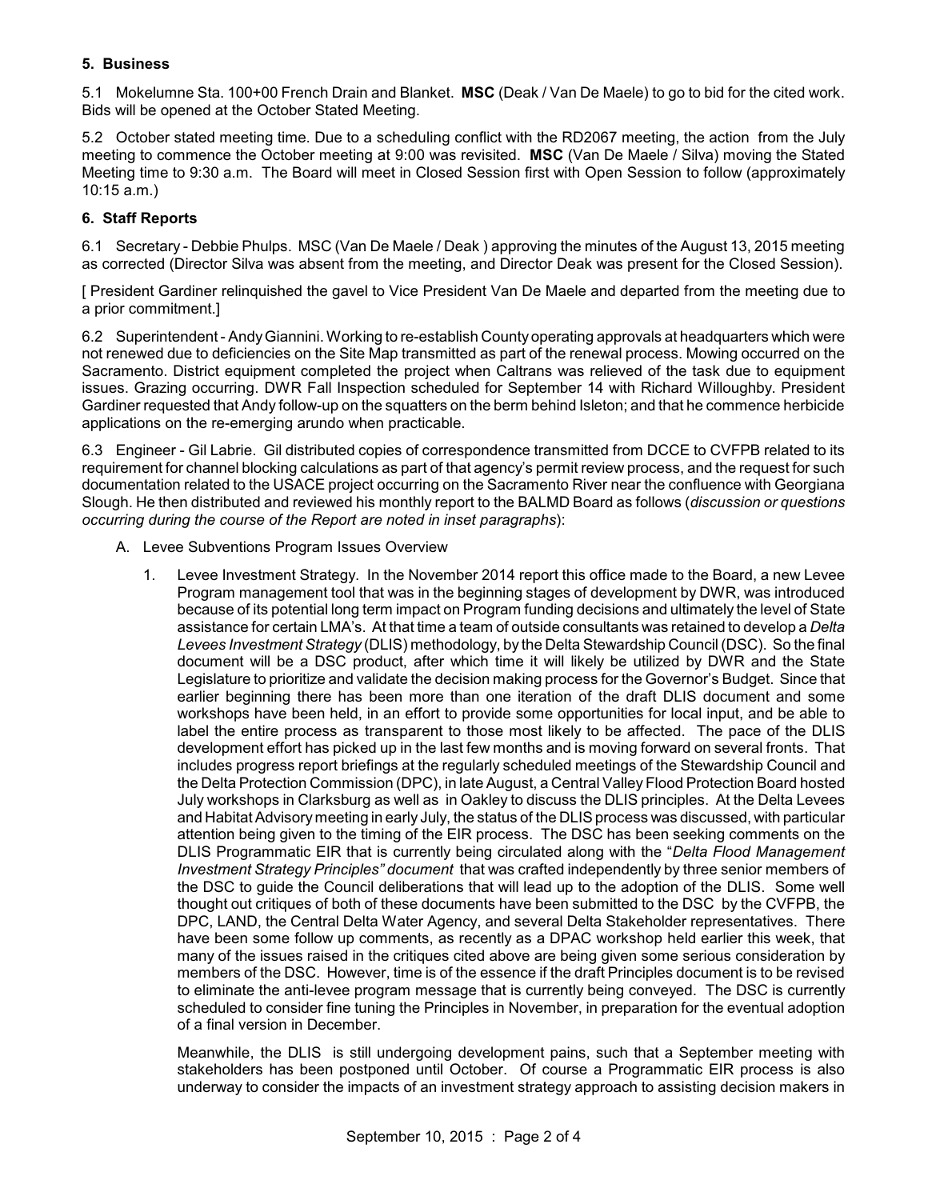**5. Business**

5.1 Mokelumne Sta. 100+00 French Drain and Blanket. **MSC** (Deak / Van De Maele) to go to bid for the cited work. Bids will be opened at the October Stated Meeting.

5.2 October stated meeting time. Due to a scheduling conflict with the RD2067 meeting, the action from the July meeting to commence the October meeting at 9:00 was revisited. **MSC** (Van De Maele / Silva) moving the Stated Meeting time to 9:30 a.m. The Board will meet in Closed Session first with Open Session to follow (approximately 10:15 a.m.)

**6. Staff Reports**

6.1 Secretary - Debbie Phulps. MSC (Van De Maele / Deak ) approving the minutes of the August 13, 2015 meeting as corrected (Director Silva was absent from the meeting, and Director Deak was present for the Closed Session).

[ President Gardiner relinquished the gavel to Vice President Van De Maele and departed from the meeting due to a prior commitment.]

6.2 Superintendent - Andy Giannini. Working to re-establish County operating approvals at headquarters which were not renewed due to deficiencies on the Site Map transmitted as part of the renewal process. Mowing occurred on the Sacramento. District equipment completed the project when Caltrans was relieved of the task due to equipment issues. Grazing occurring. DWR Fall Inspection scheduled for September 14 with Richard Willoughby. President Gardiner requested that Andy follow-up on the squatters on the berm behind Isleton; and that he commence herbicide applications on the re-emerging arundo when practicable.

6.3 Engineer - Gil Labrie. Gil distributed copies of correspondence transmitted from DCCE to CVFPB related to its requirement for channel blocking calculations as part of that agency's permit review process, and the request for such documentation related to the USACE project occurring on the Sacramento River near the confluence with Georgiana Slough. He then distributed and reviewed his monthly report to the BALMD Board as follows (*discussion or questions occurring during the course of the Report are noted in inset paragraphs*):

A. Levee Subventions Program Issues Overview

1. Levee Investment Strategy. In the November 2014 report this office made to the Board, a new Levee Program management tool that was in the beginning stages of development by DWR, was introduced because of its potential long term impact on Program funding decisions and ultimately the level of State assistance for certain LMA's. At that time a team of outside consultants was retained to develop a *Delta Levees Investment Strategy* (DLIS) methodology, by the Delta Stewardship Council (DSC). So the final document will be a DSC product, after which time it will likely be utilized by DWR and the State Legislature to prioritize and validate the decision making process for the Governor's Budget. Since that earlier beginning there has been more than one iteration of the draft DLIS document and some workshops have been held, in an effort to provide some opportunities for local input, and be able to label the entire process as transparent to those most likely to be affected. The pace of the DLIS development effort has picked up in the last few months and is moving forward on several fronts. That includes progress report briefings at the regularly scheduled meetings of the Stewardship Council and the Delta Protection Commission (DPC), in late August, a Central Valley Flood Protection Board hosted July workshops in Clarksburg as well as in Oakley to discuss the DLIS principles. At the Delta Levees and Habitat Advisory meeting in early July, the status of the DLIS process was discussed, with particular attention being given to the timing of the EIR process. The DSC has been seeking comments on the DLIS Programmatic EIR that is currently being circulated along with the "*Delta Flood Management Investment Strategy Principles" document* that was crafted independently by three senior members of the DSC to guide the Council deliberations that will lead up to the adoption of the DLIS. Some well thought out critiques of both of these documents have been submitted to the DSC by the CVFPB, the DPC, LAND, the Central Delta Water Agency, and several Delta Stakeholder representatives. There have been some follow up comments, as recently as a DPAC workshop held earlier this week, that many of the issues raised in the critiques cited above are being given some serious consideration by members of the DSC. However, time is of the essence if the draft Principles document is to be revised to eliminate the anti-levee program message that is currently being conveyed. The DSC is currently scheduled to consider fine tuning the Principles in November, in preparation for the eventual adoption of a final version in December.

   Meanwhile, the DLIS is still undergoing development pains, such that a September meeting with stakeholders has been postponed until October. Of course a Programmatic EIR process is also underway to consider the impacts of an investment strategy approach to assisting decision makers in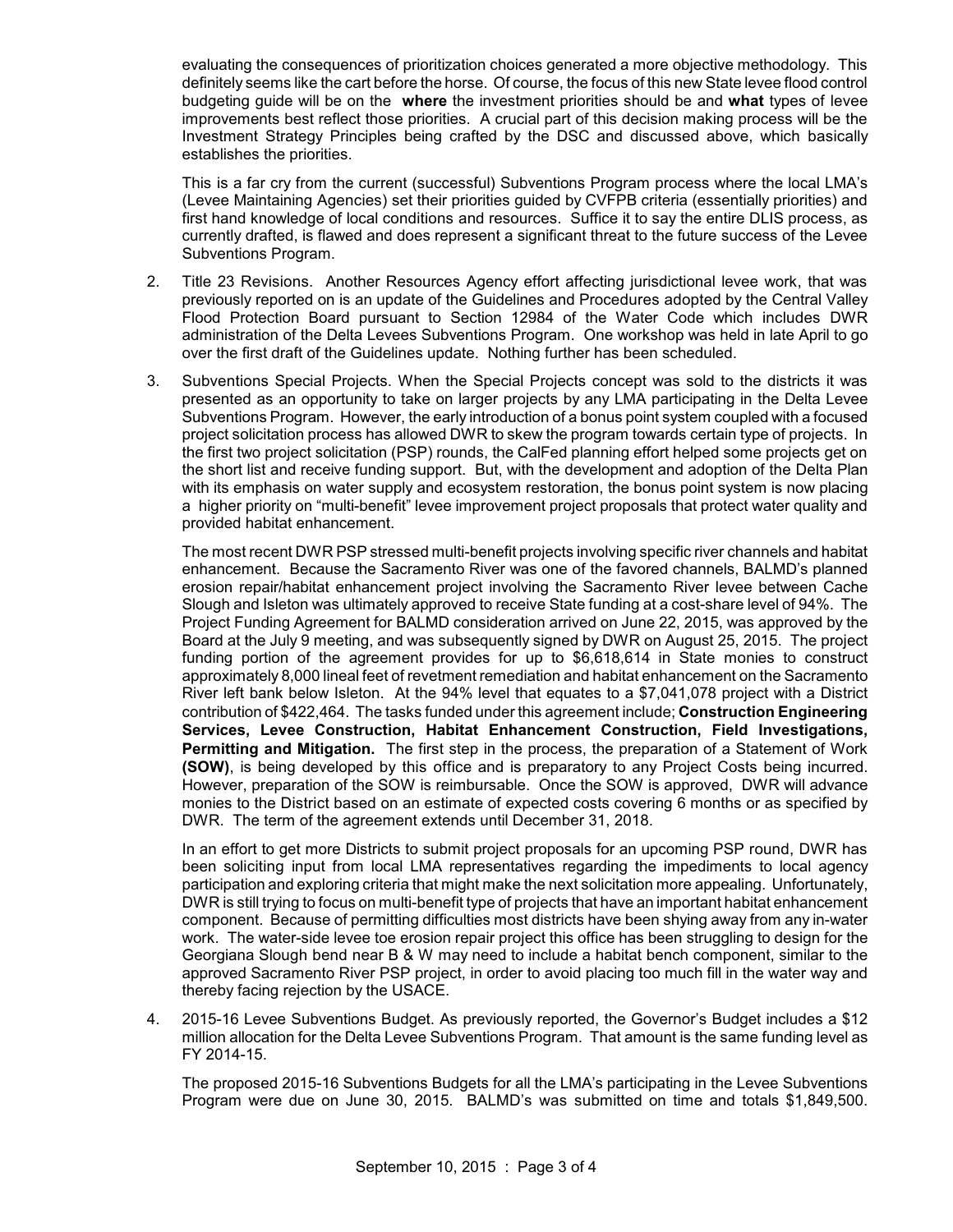evaluating the consequences of prioritization choices generated a more objective methodology. This definitely seems like the cart before the horse. Of course, the focus of this new State levee flood control budgeting guide will be on the **where** the investment priorities should be and **what** types of levee improvements best reflect those priorities. A crucial part of this decision making process will be the Investment Strategy Principles being crafted by the DSC and discussed above, which basically establishes the priorities.

This is a far cry from the current (successful) Subventions Program process where the local LMA's (Levee Maintaining Agencies) set their priorities guided by CVFPB criteria (essentially priorities) and first hand knowledge of local conditions and resources. Suffice it to say the entire DLIS process, as currently drafted, is flawed and does represent a significant threat to the future success of the Levee Subventions Program.

2. Title 23 Revisions. Another Resources Agency effort affecting jurisdictional levee work, that was previously reported on is an update of the Guidelines and Procedures adopted by the Central Valley Flood Protection Board pursuant to Section 12984 of the Water Code which includes DWR administration of the Delta Levees Subventions Program. One workshop was held in late April to go over the first draft of the Guidelines update. Nothing further has been scheduled.

3. Subventions Special Projects. When the Special Projects concept was sold to the districts it was presented as an opportunity to take on larger projects by any LMA participating in the Delta Levee Subventions Program. However, the early introduction of a bonus point system coupled with a focused project solicitation process has allowed DWR to skew the program towards certain type of projects. In the first two project solicitation (PSP) rounds, the CalFed planning effort helped some projects get on the short list and receive funding support. But, with the development and adoption of the Delta Plan with its emphasis on water supply and ecosystem restoration, the bonus point system is now placing a higher priority on "multi-benefit" levee improvement project proposals that protect water quality and provided habitat enhancement.

   The most recent DWR PSP stressed multi-benefit projects involving specific river channels and habitat enhancement. Because the Sacramento River was one of the favored channels, BALMD's planned erosion repair/habitat enhancement project involving the Sacramento River levee between Cache Slough and Isleton was ultimately approved to receive State funding at a cost-share level of 94%. The Project Funding Agreement for BALMD consideration arrived on June 22, 2015, was approved by the Board at the July 9 meeting, and was subsequently signed by DWR on August 25, 2015. The project funding portion of the agreement provides for up to $6,618,614 in State monies to construct approximately 8,000 lineal feet of revetment remediation and habitat enhancement on the Sacramento River left bank below Isleton. At the 94% level that equates to a $7,041,078 project with a District contribution of $422,464. The tasks funded under this agreement include; **Construction Engineering Services, Levee Construction, Habitat Enhancement Construction, Field Investigations, Permitting and Mitigation.** The first step in the process, the preparation of a Statement of Work **(SOW)**, is being developed by this office and is preparatory to any Project Costs being incurred. However, preparation of the SOW is reimbursable. Once the SOW is approved, DWR will advance monies to the District based on an estimate of expected costs covering 6 months or as specified by DWR. The term of the agreement extends until December 31, 2018.

   In an effort to get more Districts to submit project proposals for an upcoming PSP round, DWR has been soliciting input from local LMA representatives regarding the impediments to local agency participation and exploring criteria that might make the next solicitation more appealing. Unfortunately, DWR is still trying to focus on multi-benefit type of projects that have an important habitat enhancement component. Because of permitting difficulties most districts have been shying away from any in-water work. The water-side levee toe erosion repair project this office has been struggling to design for the Georgiana Slough bend near B & W may need to include a habitat bench component, similar to the approved Sacramento River PSP project, in order to avoid placing too much fill in the water way and thereby facing rejection by the USACE.

4. 2015-16 Levee Subventions Budget. As previously reported, the Governor's Budget includes a $12 million allocation for the Delta Levee Subventions Program. That amount is the same funding level as FY 2014-15.

   The proposed 2015-16 Subventions Budgets for all the LMA's participating in the Levee Subventions Program were due on June 30, 2015. BALMD's was submitted on time and totals $1,849,500.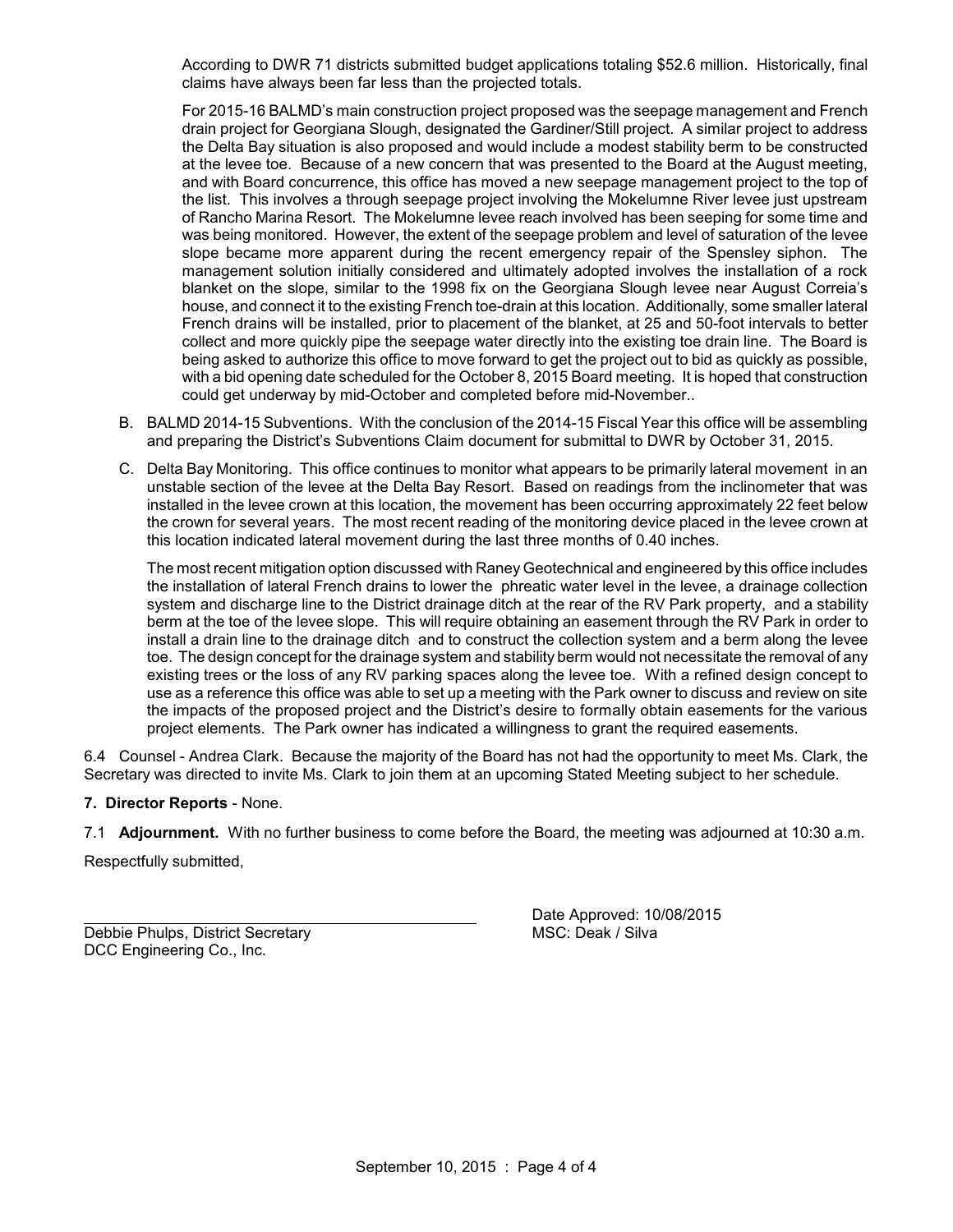According to DWR 71 districts submitted budget applications totaling $52.6 million. Historically, final claims have always been far less than the projected totals.

For 2015-16 BALMD's main construction project proposed was the seepage management and French drain project for Georgiana Slough, designated the Gardiner/Still project. A similar project to address the Delta Bay situation is also proposed and would include a modest stability berm to be constructed at the levee toe. Because of a new concern that was presented to the Board at the August meeting, and with Board concurrence, this office has moved a new seepage management project to the top of the list. This involves a through seepage project involving the Mokelumne River levee just upstream of Rancho Marina Resort. The Mokelumne levee reach involved has been seeping for some time and was being monitored. However, the extent of the seepage problem and level of saturation of the levee slope became more apparent during the recent emergency repair of the Spensley siphon. The management solution initially considered and ultimately adopted involves the installation of a rock blanket on the slope, similar to the 1998 fix on the Georgiana Slough levee near August Correia's house, and connect it to the existing French toe-drain at this location. Additionally, some smaller lateral French drains will be installed, prior to placement of the blanket, at 25 and 50-foot intervals to better collect and more quickly pipe the seepage water directly into the existing toe drain line. The Board is being asked to authorize this office to move forward to get the project out to bid as quickly as possible, with a bid opening date scheduled for the October 8, 2015 Board meeting. It is hoped that construction could get underway by mid-October and completed before mid-November..

B. BALMD 2014-15 Subventions. With the conclusion of the 2014-15 Fiscal Year this office will be assembling and preparing the District's Subventions Claim document for submittal to DWR by October 31, 2015.

C. Delta Bay Monitoring. This office continues to monitor what appears to be primarily lateral movement in an unstable section of the levee at the Delta Bay Resort. Based on readings from the inclinometer that was installed in the levee crown at this location, the movement has been occurring approximately 22 feet below the crown for several years. The most recent reading of the monitoring device placed in the levee crown at this location indicated lateral movement during the last three months of 0.40 inches.

The most recent mitigation option discussed with Raney Geotechnical and engineered by this office includes the installation of lateral French drains to lower the phreatic water level in the levee, a drainage collection system and discharge line to the District drainage ditch at the rear of the RV Park property, and a stability berm at the toe of the levee slope. This will require obtaining an easement through the RV Park in order to install a drain line to the drainage ditch and to construct the collection system and a berm along the levee toe. The design concept for the drainage system and stability berm would not necessitate the removal of any existing trees or the loss of any RV parking spaces along the levee toe. With a refined design concept to use as a reference this office was able to set up a meeting with the Park owner to discuss and review on site the impacts of the proposed project and the District's desire to formally obtain easements for the various project elements. The Park owner has indicated a willingness to grant the required easements.

6.4 Counsel - Andrea Clark. Because the majority of the Board has not had the opportunity to meet Ms. Clark, the Secretary was directed to invite Ms. Clark to join them at an upcoming Stated Meeting subject to her schedule.

**7. Director Reports** - None.

7.1 **Adjournment.** With no further business to come before the Board, the meeting was adjourned at 10:30 a.m.

Respectfully submitted,

Debbie Phulps, District Secretary
DCC Engineering Co., Inc.

Date Approved: 10/08/2015
MSC: Deak / Silva